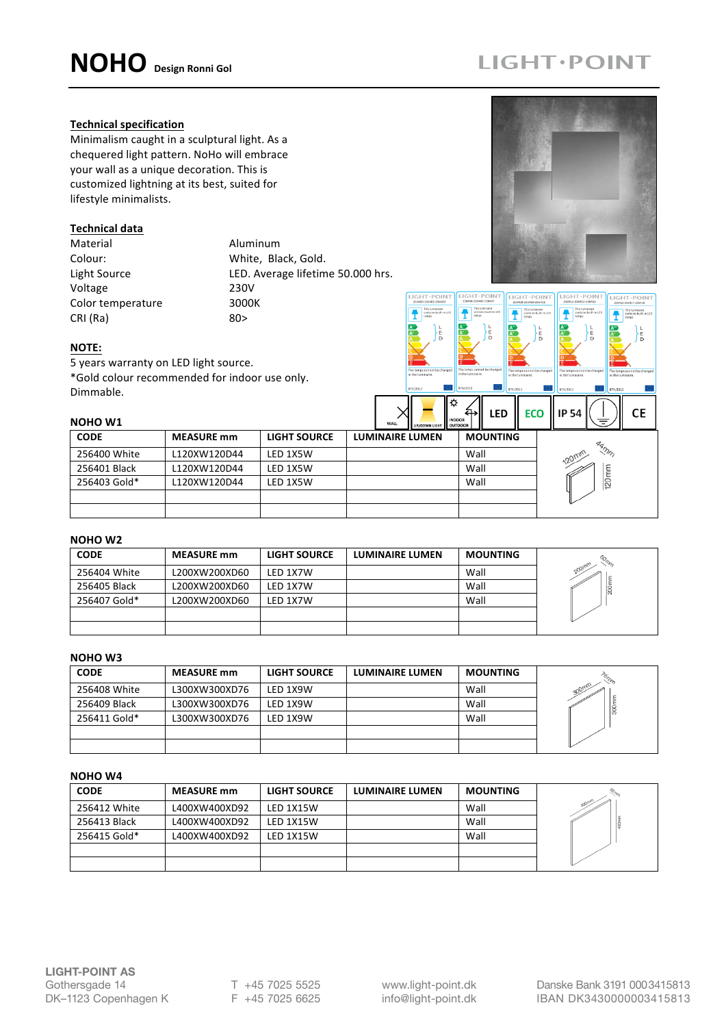# NOHO Design Ronni Gol

LIGHT·POINT

## Technical specification

Minimalism caught in a sculptural light. As a chequered light pattern. NoHo will embrace your wall as a unique decoration. This is customized lightning at its best, suited for lifestyle minimalists.

## Technical data

| | |
|---|---|
| Material | Aluminum |
| Colour: | White, Black, Gold. |
| Light Source | LED. Average lifetime 50.000 hrs. |
| Voltage | 230V |
| Color temperature | 3000K |
| CRI (Ra) | 80> |

**NOTE:**

5 years warranty on LED light source.
*Gold colour recommended for indoor use only.
Dimmable.

WALL | UP/DOWN LIGHT | INDOOR OUTDOOR | LED | ECO | IP 54 | CE

### NOHO W1

| CODE | MEASURE mm | LIGHT SOURCE | LUMINAIRE LUMEN | MOUNTING |
|---|---|---|---|---|
| 256400 White | L120XW120D44 | LED 1X5W | | Wall |
| 256401 Black | L120XW120D44 | LED 1X5W | | Wall |
| 256403 Gold* | L120XW120D44 | LED 1X5W | | Wall |
| | | | | |
| | | | | |

120mm 44mm 120mm

### NOHO W2

| CODE | MEASURE mm | LIGHT SOURCE | LUMINAIRE LUMEN | MOUNTING |
|---|---|---|---|---|
| 256404 White | L200XW200XD60 | LED 1X7W | | Wall |
| 256405 Black | L200XW200XD60 | LED 1X7W | | Wall |
| 256407 Gold* | L200XW200XD60 | LED 1X7W | | Wall |
| | | | | |
| | | | | |

200mm 60mm 200mm

### NOHO W3

| CODE | MEASURE mm | LIGHT SOURCE | LUMINAIRE LUMEN | MOUNTING |
|---|---|---|---|---|
| 256408 White | L300XW300XD76 | LED 1X9W | | Wall |
| 256409 Black | L300XW300XD76 | LED 1X9W | | Wall |
| 256411 Gold* | L300XW300XD76 | LED 1X9W | | Wall |
| | | | | |
| | | | | |

300mm 76mm 300mm

### NOHO W4

| CODE | MEASURE mm | LIGHT SOURCE | LUMINAIRE LUMEN | MOUNTING |
|---|---|---|---|---|
| 256412 White | L400XW400XD92 | LED 1X15W | | Wall |
| 256413 Black | L400XW400XD92 | LED 1X15W | | Wall |
| 256415 Gold* | L400XW400XD92 | LED 1X15W | | Wall |
| | | | | |
| | | | | |

400mm 92mm 400mm

**LIGHT-POINT AS**
Gothersgade 14
DK–1123 Copenhagen K

T +45 7025 5525
F +45 7025 6625

www.light-point.dk
info@light-point.dk

Danske Bank 3191 0003415813
IBAN DK3430000003415813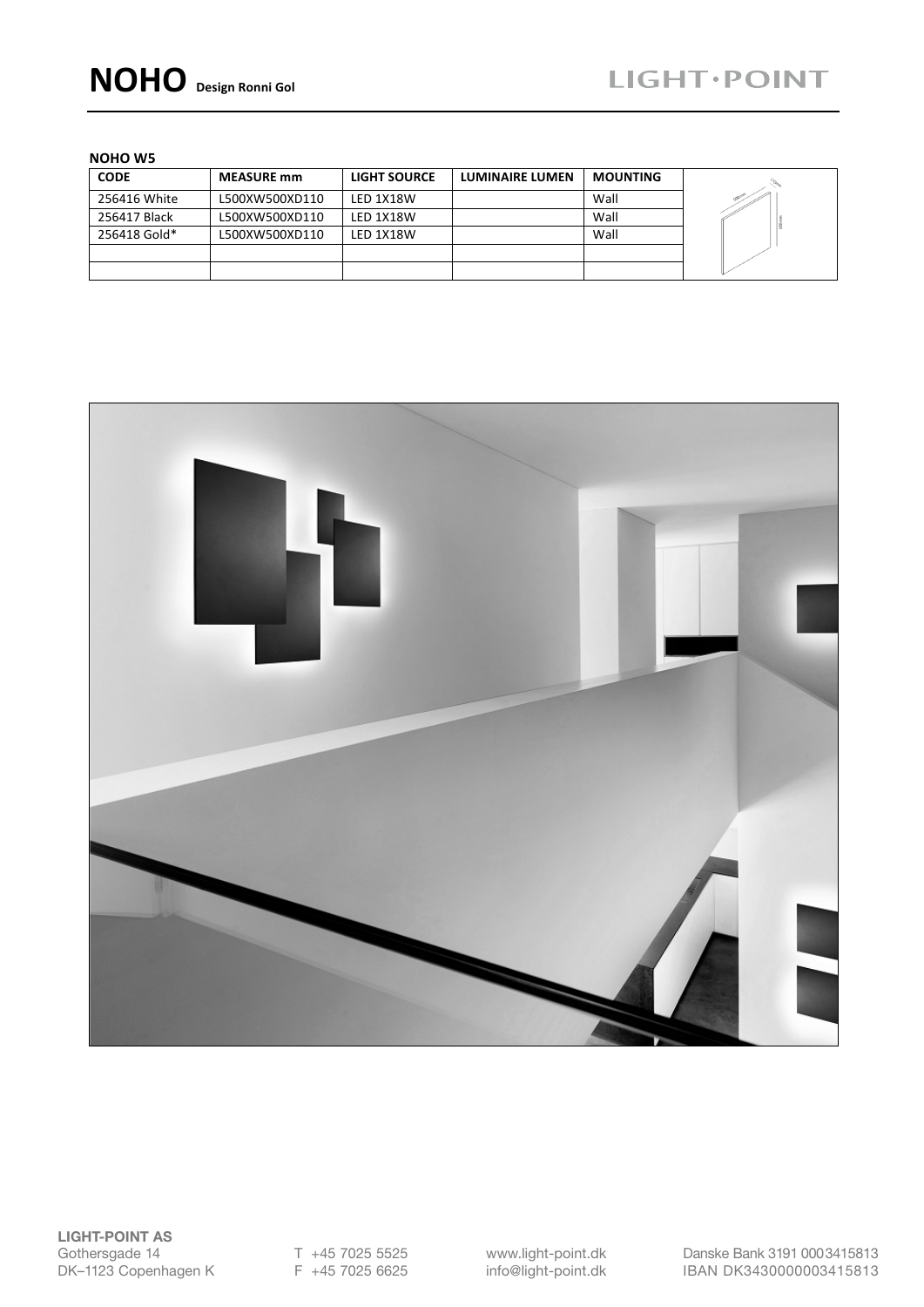# NOHO Design Ronni Gol

LIGHT·POINT

**NOHO W5**

| CODE | MEASURE mm | LIGHT SOURCE | LUMINAIRE LUMEN | MOUNTING |
|---|---|---|---|---|
| 256416 White | L500XW500XD110 | LED 1X18W | | Wall |
| 256417 Black | L500XW500XD110 | LED 1X18W | | Wall |
| 256418 Gold* | L500XW500XD110 | LED 1X18W | | Wall |
| | | | | |
| | | | | |

**LIGHT-POINT AS**
Gothersgade 14
DK–1123 Copenhagen K

T +45 7025 5525
F +45 7025 6625

www.light-point.dk
info@light-point.dk

Danske Bank 3191 0003415813
IBAN DK3430000003415813